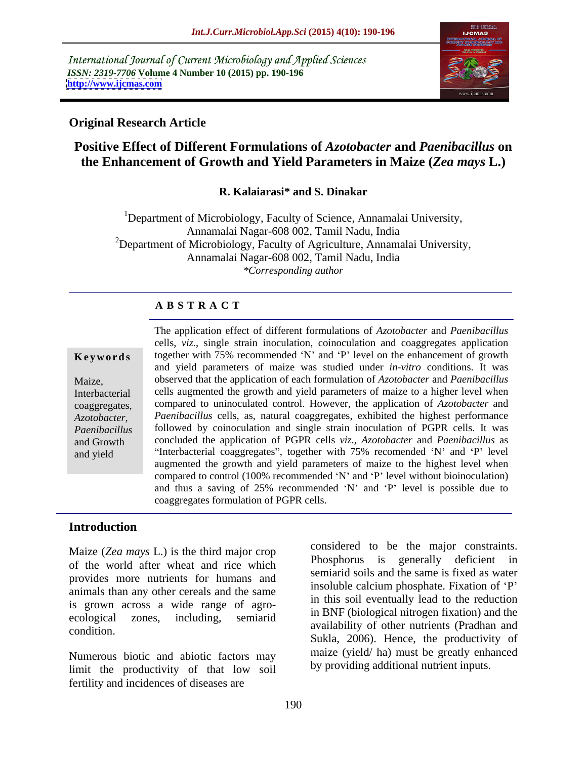International Journal of Current Microbiology and Applied Sciences
*ISSN: 2319-7706* **Volume 4 Number 10 (2015) pp. 190-196**
**http://www.ijcmas.com**

**Original Research Article**

# Positive Effect of Different Formulations of *Azotobacter* and *Paenibacillus* on the Enhancement of Growth and Yield Parameters in Maize (*Zea mays* L.)

**R. Kalaiarasi\* and S. Dinakar**

[1]Department of Microbiology, Faculty of Science, Annamalai University, Annamalai Nagar-608 002, Tamil Nadu, India
[2]Department of Microbiology, Faculty of Agriculture, Annamalai University, Annamalai Nagar-608 002, Tamil Nadu, India
*\*Corresponding author*

## A B S T R A C T

**Keywords**

Maize, Interbacterial coaggregates, *Azotobacter*, *Paenibacillus* and Growth and yield

The application effect of different formulations of *Azotobacter* and *Paenibacillus* cells, *viz*., single strain inoculation, coinoculation and coaggregates application together with 75% recommended 'N' and 'P' level on the enhancement of growth and yield parameters of maize was studied under *in-vitro* conditions. It was observed that the application of each formulation of *Azotobacter* and *Paenibacillus* cells augmented the growth and yield parameters of maize to a higher level when compared to uninoculated control. However, the application of *Azotobacter* and *Paenibacillus* cells, as, natural coaggregates, exhibited the highest performance followed by coinoculation and single strain inoculation of PGPR cells. It was concluded the application of PGPR cells *viz*., *Azotobacter* and *Paenibacillus* as "Interbacterial coaggregates", together with 75% recomended 'N' and 'P' level augmented the growth and yield parameters of maize to the highest level when compared to control (100% recommended 'N' and 'P' level without bioinoculation) and thus a saving of 25% recommended 'N' and 'P' level is possible due to coaggregates formulation of PGPR cells.

## Introduction

Maize (*Zea mays* L.) is the third major crop of the world after wheat and rice which provides more nutrients for humans and animals than any other cereals and the same is grown across a wide range of agro-ecological zones, including, semiarid condition.

Numerous biotic and abiotic factors may limit the productivity of that low soil fertility and incidences of diseases are considered to be the major constraints. Phosphorus is generally deficient in semiarid soils and the same is fixed as water insoluble calcium phosphate. Fixation of 'P' in this soil eventually lead to the reduction in BNF (biological nitrogen fixation) and the availability of other nutrients (Pradhan and Sukla, 2006). Hence, the productivity of maize (yield/ ha) must be greatly enhanced by providing additional nutrient inputs.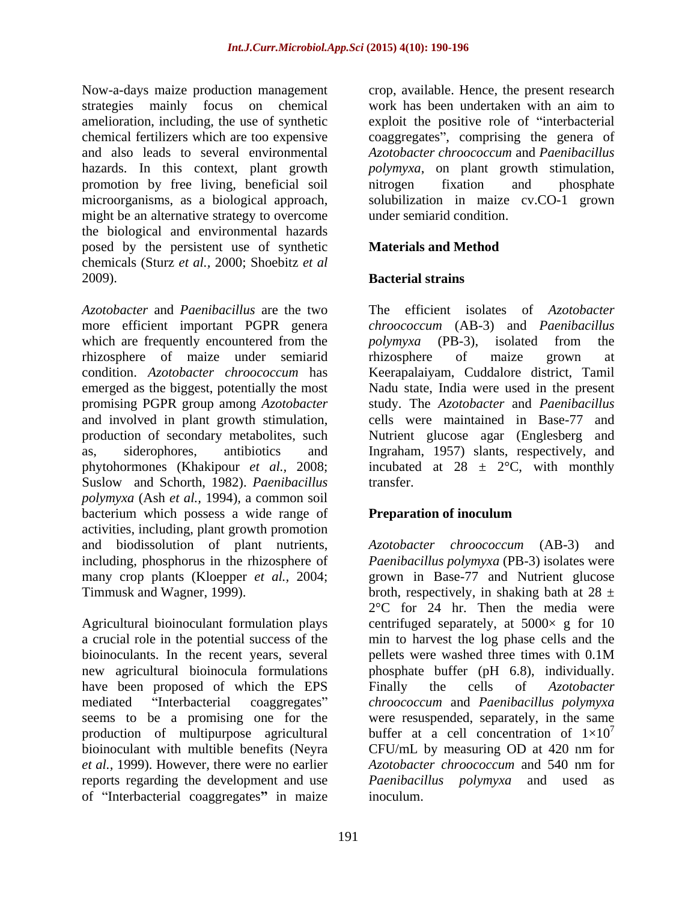Now-a-days maize production management strategies mainly focus on chemical amelioration, including, the use of synthetic chemical fertilizers which are too expensive and also leads to several environmental hazards. In this context, plant growth promotion by free living, beneficial soil microorganisms, as a biological approach, might be an alternative strategy to overcome the biological and environmental hazards posed by the persistent use of synthetic chemicals (Sturz *et al.,* 2000; Shoebitz *et al* 2009).

*Azotobacter* and *Paenibacillus* are the two more efficient important PGPR genera which are frequently encountered from the rhizosphere of maize under semiarid condition. *Azotobacter chroococcum* has emerged as the biggest, potentially the most promising PGPR group among *Azotobacter* and involved in plant growth stimulation, production of secondary metabolites, such as, siderophores, antibiotics and phytohormones (Khakipour *et al.,* 2008; Suslow and Schorth, 1982). *Paenibacillus polymyxa* (Ash *et al.,* 1994), a common soil bacterium which possess a wide range of activities, including, plant growth promotion and biodissolution of plant nutrients, including, phosphorus in the rhizosphere of many crop plants (Kloepper *et al.,* 2004; Timmusk and Wagner, 1999).

Agricultural bioinoculant formulation plays a crucial role in the potential success of the bioinoculants. In the recent years, several new agricultural bioinocula formulations have been proposed of which the EPS mediated "Interbacterial coaggregates" seems to be a promising one for the production of multipurpose agricultural bioinoculant with multible benefits (Neyra *et al.,* 1999). However, there were no earlier reports regarding the development and use of "Interbacterial coaggregates" in maize crop, available. Hence, the present research work has been undertaken with an aim to exploit the positive role of "interbacterial coaggregates", comprising the genera of *Azotobacter chroococcum* and *Paenibacillus polymyxa*, on plant growth stimulation, nitrogen fixation and phosphate solubilization in maize cv.CO-1 grown under semiarid condition.

## Materials and Method

### Bacterial strains

The efficient isolates of *Azotobacter chroococcum* (AB-3) and *Paenibacillus polymyxa* (PB-3), isolated from the rhizosphere of maize grown at Keerapalaiyam, Cuddalore district, Tamil Nadu state, India were used in the present study. The *Azotobacter* and *Paenibacillus* cells were maintained in Base-77 and Nutrient glucose agar (Englesberg and Ingraham, 1957) slants, respectively, and incubated at 28 ± 2°C, with monthly transfer.

### Preparation of inoculum

*Azotobacter chroococcum* (AB-3) and *Paenibacillus polymyxa* (PB-3) isolates were grown in Base-77 and Nutrient glucose broth, respectively, in shaking bath at 28 ± 2°C for 24 hr. Then the media were centrifuged separately, at 5000× g for 10 min to harvest the log phase cells and the pellets were washed three times with 0.1M phosphate buffer (pH 6.8), individually. Finally the cells of *Azotobacter chroococcum* and *Paenibacillus polymyxa* were resuspended, separately, in the same buffer at a cell concentration of $1\times10^7$ CFU/mL by measuring OD at 420 nm for *Azotobacter chroococcum* and 540 nm for *Paenibacillus polymyxa* and used as inoculum.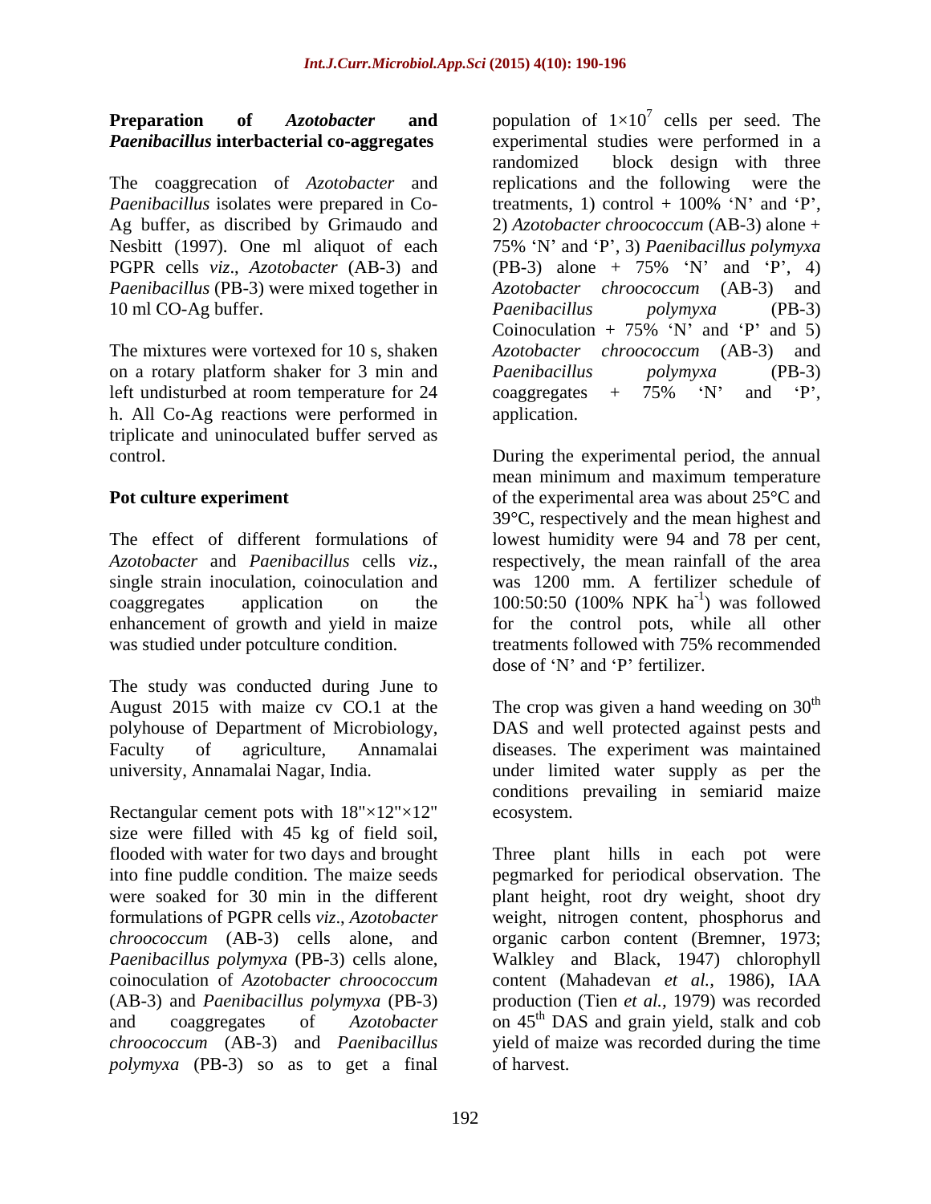**Preparation of *Azotobacter* and *Paenibacillus* interbacterial co-aggregates**

The coaggrecation of *Azotobacter* and *Paenibacillus* isolates were prepared in Co-Ag buffer, as discribed by Grimaudo and Nesbitt (1997). One ml aliquot of each PGPR cells *viz*., *Azotobacter* (AB-3) and *Paenibacillus* (PB-3) were mixed together in 10 ml CO-Ag buffer.

The mixtures were vortexed for 10 s, shaken on a rotary platform shaker for 3 min and left undisturbed at room temperature for 24 h. All Co-Ag reactions were performed in triplicate and uninoculated buffer served as control.

**Pot culture experiment**

The effect of different formulations of *Azotobacter* and *Paenibacillus* cells *viz*., single strain inoculation, coinoculation and coaggregates application on the enhancement of growth and yield in maize was studied under potculture condition.

The study was conducted during June to August 2015 with maize cv CO.1 at the polyhouse of Department of Microbiology, Faculty of agriculture, Annamalai university, Annamalai Nagar, India.

Rectangular cement pots with 18"×12"×12" size were filled with 45 kg of field soil, flooded with water for two days and brought into fine puddle condition. The maize seeds were soaked for 30 min in the different formulations of PGPR cells *viz*., *Azotobacter chroococcum* (AB-3) cells alone, and *Paenibacillus polymyxa* (PB-3) cells alone, coinoculation of *Azotobacter chroococcum* (AB-3) and *Paenibacillus polymyxa* (PB-3) and coaggregates of *Azotobacter chroococcum* (AB-3) and *Paenibacillus polymyxa* (PB-3) so as to get a final population of $1\times10^7$ cells per seed. The experimental studies were performed in a randomized block design with three replications and the following were the treatments, 1) control + 100% 'N' and 'P', 2) *Azotobacter chroococcum* (AB-3) alone + 75% 'N' and 'P', 3) *Paenibacillus polymyxa* (PB-3) alone + 75% 'N' and 'P', 4) *Azotobacter chroococcum* (AB-3) and *Paenibacillus polymyxa* (PB-3) Coinoculation + 75% 'N' and 'P' and 5) *Azotobacter chroococcum* (AB-3) and *Paenibacillus polymyxa* (PB-3) coaggregates + 75% 'N' and 'P', application.

During the experimental period, the annual mean minimum and maximum temperature of the experimental area was about 25°C and 39°C, respectively and the mean highest and lowest humidity were 94 and 78 per cent, respectively, the mean rainfall of the area was 1200 mm. A fertilizer schedule of 100:50:50 (100% NPK $ha^{-1}$) was followed for the control pots, while all other treatments followed with 75% recommended dose of 'N' and 'P' fertilizer.

The crop was given a hand weeding on 30th DAS and well protected against pests and diseases. The experiment was maintained under limited water supply as per the conditions prevailing in semiarid maize ecosystem.

Three plant hills in each pot were pegmarked for periodical observation. The plant height, root dry weight, shoot dry weight, nitrogen content, phosphorus and organic carbon content (Bremner, 1973; Walkley and Black, 1947) chlorophyll content (Mahadevan *et al.,* 1986), IAA production (Tien *et al.,* 1979) was recorded on 45th DAS and grain yield, stalk and cob yield of maize was recorded during the time of harvest.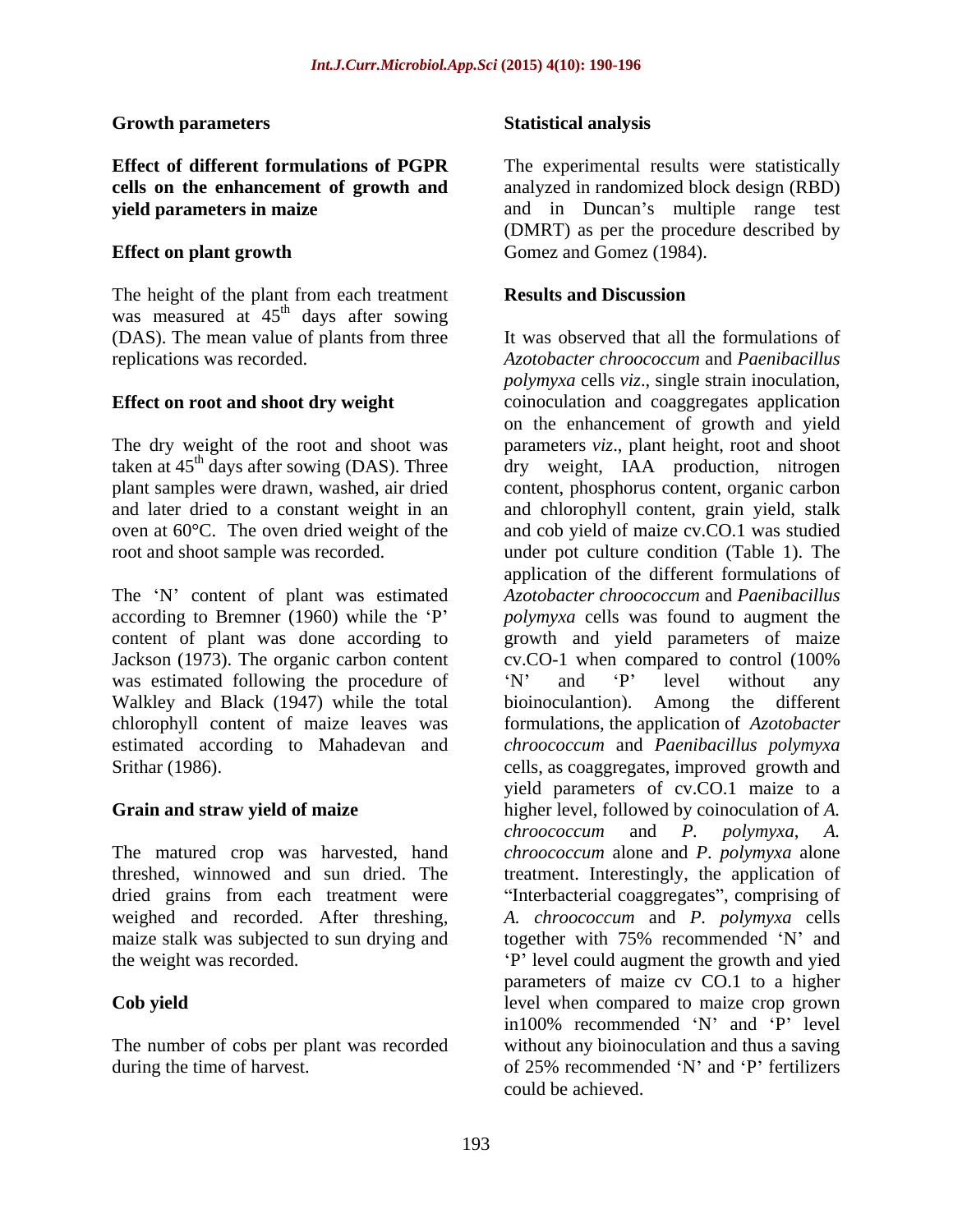## Growth parameters

### Effect of different formulations of PGPR cells on the enhancement of growth and yield parameters in maize

#### Effect on plant growth

The height of the plant from each treatment was measured at $45^{th}$ days after sowing (DAS). The mean value of plants from three replications was recorded.

#### Effect on root and shoot dry weight

The dry weight of the root and shoot was taken at $45^{th}$ days after sowing (DAS). Three plant samples were drawn, washed, air dried and later dried to a constant weight in an oven at 60°C. The oven dried weight of the root and shoot sample was recorded.

The 'N' content of plant was estimated according to Bremner (1960) while the 'P' content of plant was done according to Jackson (1973). The organic carbon content was estimated following the procedure of Walkley and Black (1947) while the total chlorophyll content of maize leaves was estimated according to Mahadevan and Srithar (1986).

#### Grain and straw yield of maize

The matured crop was harvested, hand threshed, winnowed and sun dried. The dried grains from each treatment were weighed and recorded. After threshing, maize stalk was subjected to sun drying and the weight was recorded.

#### Cob yield

The number of cobs per plant was recorded during the time of harvest.

## Statistical analysis

The experimental results were statistically analyzed in randomized block design (RBD) and in Duncan's multiple range test (DMRT) as per the procedure described by Gomez and Gomez (1984).

## Results and Discussion

It was observed that all the formulations of *Azotobacter chroococcum* and *Paenibacillus polymyxa* cells *viz*., single strain inoculation, coinoculation and coaggregates application on the enhancement of growth and yield parameters *viz*., plant height, root and shoot dry weight, IAA production, nitrogen content, phosphorus content, organic carbon and chlorophyll content, grain yield, stalk and cob yield of maize cv.CO.1 was studied under pot culture condition (Table 1). The application of the different formulations of *Azotobacter chroococcum* and *Paenibacillus polymyxa* cells was found to augment the growth and yield parameters of maize cv.CO-1 when compared to control (100% 'N' and 'P' level without any bioinoculantion). Among the different formulations, the application of *Azotobacter chroococcum* and *Paenibacillus polymyxa* cells, as coaggregates, improved growth and yield parameters of cv.CO.1 maize to a higher level, followed by coinoculation of *A. chroococcum* and *P. polymyxa*, *A. chroococcum* alone and *P. polymyxa* alone treatment. Interestingly, the application of "Interbacterial coaggregates", comprising of *A. chroococcum* and *P. polymyxa* cells together with 75% recommended 'N' and 'P' level could augment the growth and yied parameters of maize cv CO.1 to a higher level when compared to maize crop grown in100% recommended 'N' and 'P' level without any bioinoculation and thus a saving of 25% recommended 'N' and 'P' fertilizers could be achieved.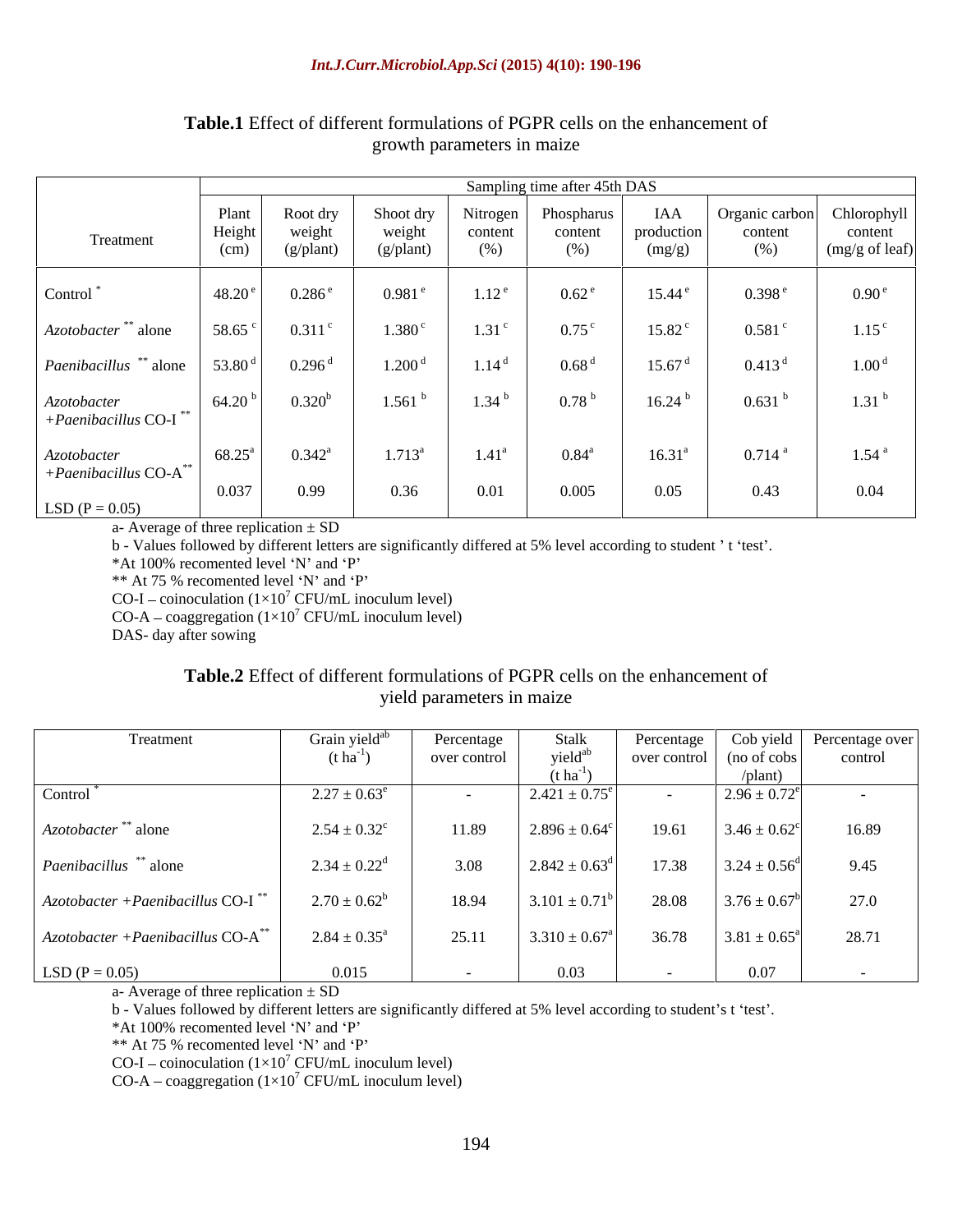**Table.1** Effect of different formulations of PGPR cells on the enhancement of growth parameters in maize

| Treatment | Sampling time after 45th DAS | | | | | | | |
|---|---|---|---|---|---|---|---|---|
| | Plant Height (cm) | Root dry weight (g/plant) | Shoot dry weight (g/plant) | Nitrogen content (%) | Phospharus content (%) | IAA production (mg/g) | Organic carbon content (%) | Chlorophyll content (mg/g of leaf) |
| Control * | 48.20 [e] | 0.286 [e] | 0.981 [e] | 1.12 [e] | 0.62 [e] | 15.44 [e] | 0.398 [e] | 0.90 [e] |
| *Azotobacter* ** alone | 58.65 [c] | 0.311 [c] | 1.380 [c] | 1.31 [c] | 0.75 [c] | 15.82 [c] | 0.581 [c] | 1.15 [c] |
| *Paenibacillus* ** alone | 53.80 [d] | 0.296 [d] | 1.200 [d] | 1.14 [d] | 0.68 [d] | 15.67 [d] | 0.413 [d] | 1.00 [d] |
| *Azotobacter +Paenibacillus* CO-I ** | 64.20 [b] | 0.320[b] | 1.561 [b] | 1.34 [b] | 0.78 [b] | 16.24 [b] | 0.631 [b] | 1.31 [b] |
| *Azotobacter +Paenibacillus* CO-A** | 68.25[a] | 0.342[a] | 1.713[a] | 1.41[a] | 0.84[a] | 16.31[a] | 0.714 [a] | 1.54 [a] |
| LSD (P = 0.05) | 0.037 | 0.99 | 0.36 | 0.01 | 0.005 | 0.05 | 0.43 | 0.04 |

a- Average of three replication ± SD

b - Values followed by different letters are significantly differed at 5% level according to student ' t 'test'.

*At 100% recomented level 'N' and 'P'

** At 75 % recomented level 'N' and 'P'

CO-I – coinoculation ($1\times10^7$ CFU/mL inoculum level)

CO-A – coaggregation ($1\times10^7$ CFU/mL inoculum level)

DAS- day after sowing

**Table.2** Effect of different formulations of PGPR cells on the enhancement of yield parameters in maize

| Treatment | Grain yield[ab] ($t\ ha^{-1}$) | Percentage over control | Stalk yield[ab] ($t\ ha^{-1}$) | Percentage over control | Cob yield (no of cobs /plant) | Percentage over control |
|---|---|---|---|---|---|---|
| Control * | 2.27 ± 0.63[e] | - | 2.421 ± 0.75[e] | - | 2.96 ± 0.72[e] | - |
| *Azotobacter* ** alone | 2.54 ± 0.32[c] | 11.89 | 2.896 ± 0.64[c] | 19.61 | 3.46 ± 0.62[c] | 16.89 |
| *Paenibacillus* ** alone | 2.34 ± 0.22[d] | 3.08 | 2.842 ± 0.63[d] | 17.38 | 3.24 ± 0.56[d] | 9.45 |
| *Azotobacter +Paenibacillus* CO-I ** | 2.70 ± 0.62[b] | 18.94 | 3.101 ± 0.71[b] | 28.08 | 3.76 ± 0.67[b] | 27.0 |
| *Azotobacter +Paenibacillus* CO-A** | 2.84 ± 0.35[a] | 25.11 | 3.310 ± 0.67[a] | 36.78 | 3.81 ± 0.65[a] | 28.71 |
| LSD (P = 0.05) | 0.015 | - | 0.03 | - | 0.07 | - |

a- Average of three replication ± SD

b - Values followed by different letters are significantly differed at 5% level according to student's t 'test'.

*At 100% recomented level 'N' and 'P'

** At 75 % recomented level 'N' and 'P'

CO-I – coinoculation ($1\times10^7$ CFU/mL inoculum level)

CO-A – coaggregation ($1\times10^7$ CFU/mL inoculum level)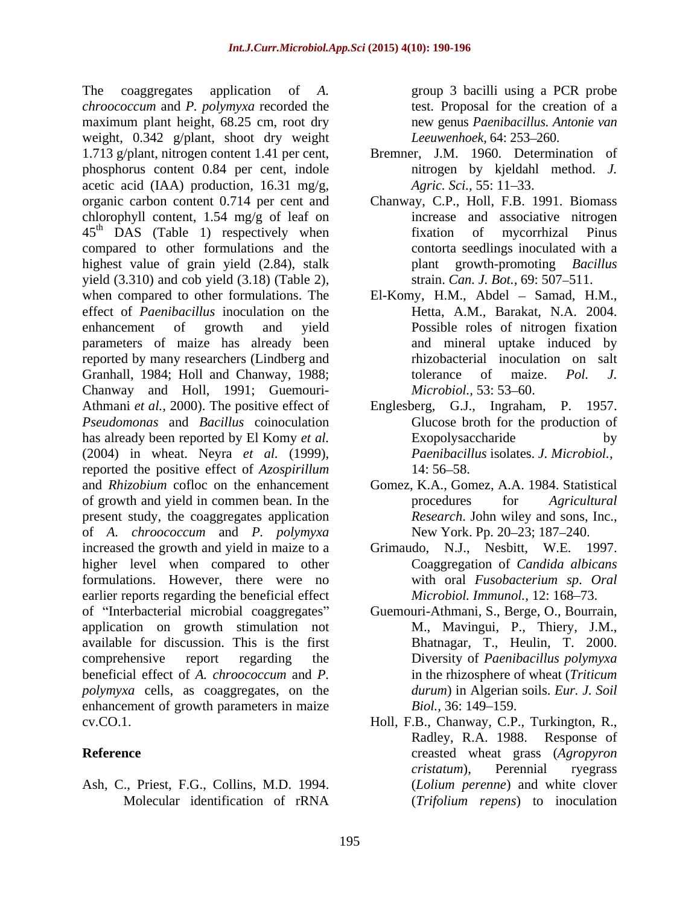The coaggregates application of *A. chroococcum* and *P. polymyxa* recorded the maximum plant height, 68.25 cm, root dry weight, 0.342 g/plant, shoot dry weight 1.713 g/plant, nitrogen content 1.41 per cent, phosphorus content 0.84 per cent, indole acetic acid (IAA) production, 16.31 mg/g, organic carbon content 0.714 per cent and chlorophyll content, 1.54 mg/g of leaf on 45th DAS (Table 1) respectively when compared to other formulations and the highest value of grain yield (2.84), stalk yield (3.310) and cob yield (3.18) (Table 2), when compared to other formulations. The effect of *Paenibacillus* inoculation on the enhancement of growth and yield parameters of maize has already been reported by many researchers (Lindberg and Granhall, 1984; Holl and Chanway, 1988; Chanway and Holl, 1991; Guemouri-Athmani *et al.,* 2000). The positive effect of *Pseudomonas* and *Bacillus* coinoculation has already been reported by El Komy *et al.* (2004) in wheat. Neyra *et al.* (1999), reported the positive effect of *Azospirillum* and *Rhizobium* cofloc on the enhancement of growth and yield in commen bean. In the present study, the coaggregates application of *A. chroococcum* and *P. polymyxa* increased the growth and yield in maize to a higher level when compared to other formulations. However, there were no earlier reports regarding the beneficial effect of "Interbacterial microbial coaggregates" application on growth stimulation not available for discussion. This is the first comprehensive report regarding the beneficial effect of *A. chroococcum* and *P. polymyxa* cells, as coaggregates, on the enhancement of growth parameters in maize cv.CO.1.

## Reference

Ash, C., Priest, F.G., Collins, M.D. 1994. Molecular identification of rRNA group 3 bacilli using a PCR probe test. Proposal for the creation of a new genus *Paenibacillus. Antonie van Leeuwenhoek,* 64: 253–260.

Bremner, J.M. 1960. Determination of nitrogen by kjeldahl method. *J. Agric. Sci.,* 55: 11–33.

Chanway, C.P., Holl, F.B. 1991. Biomass increase and associative nitrogen fixation of mycorrhizal Pinus contorta seedlings inoculated with a plant growth-promoting *Bacillus* strain. *Can. J. Bot.,* 69: 507–511.

El-Komy, H.M., Abdel – Samad, H.M., Hetta, A.M., Barakat, N.A. 2004. Possible roles of nitrogen fixation and mineral uptake induced by rhizobacterial inoculation on salt tolerance of maize. *Pol. J. Microbiol.,* 53: 53–60.

Englesberg, G.J., Ingraham, P. 1957. Glucose broth for the production of Exopolysaccharide by *Paenibacillus* isolates. *J. Microbiol.,* 14: 56–58.

Gomez, K.A., Gomez, A.A. 1984. Statistical procedures for *Agricultural Research*. John wiley and sons, Inc., New York. Pp. 20–23; 187–240.

Grimaudo, N.J., Nesbitt, W.E. 1997. Coaggregation of *Candida albicans* with oral *Fusobacterium sp*. *Oral Microbiol. Immunol.,* 12: 168–73.

Guemouri-Athmani, S., Berge, O., Bourrain, M., Mavingui, P., Thiery, J.M., Bhatnagar, T., Heulin, T. 2000. Diversity of *Paenibacillus polymyxa* in the rhizosphere of wheat (*Triticum durum*) in Algerian soils. *Eur. J. Soil Biol.,* 36: 149–159.

Holl, F.B., Chanway, C.P., Turkington, R., Radley, R.A. 1988. Response of creasted wheat grass (*Agropyron cristatum*), Perennial ryegrass (*Lolium perenne*) and white clover (*Trifolium repens*) to inoculation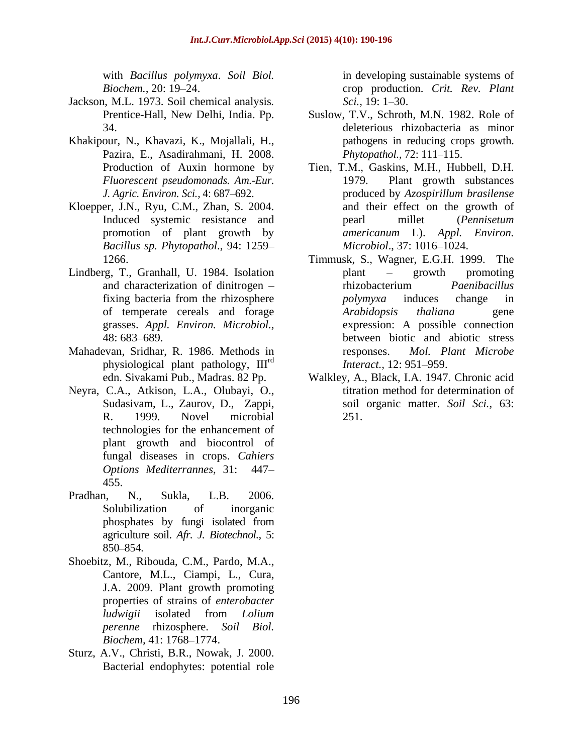with *Bacillus polymyxa*. *Soil Biol. Biochem.*, 20: 19–24.

Jackson, M.L. 1973. Soil chemical analysis. Prentice-Hall, New Delhi, India. Pp. 34.

Khakipour, N., Khavazi, K., Mojallali, H., Pazira, E., Asadirahmani, H. 2008. Production of Auxin hormone by *Fluorescent pseudomonads. Am.-Eur. J. Agric. Environ. Sci.,* 4: 687–692.

Kloepper, J.N., Ryu, C.M., Zhan, S. 2004. Induced systemic resistance and promotion of plant growth by *Bacillus sp. Phytopathol*., 94: 1259–1266.

Lindberg, T., Granhall, U. 1984. Isolation and characterization of dinitrogen – fixing bacteria from the rhizosphere of temperate cereals and forage grasses. *Appl. Environ. Microbiol.*, 48: 683–689.

Mahadevan, Sridhar, R. 1986. Methods in physiological plant pathology, III[rd] edn. Sivakami Pub., Madras. 82 Pp.

Neyra, C.A., Atkison, L.A., Olubayi, O., Sudasivam, L., Zaurov, D., Zappi, R. 1999. Novel microbial technologies for the enhancement of plant growth and biocontrol of fungal diseases in crops. *Cahiers Options Mediterrannes,* 31: 447–455.

Pradhan, N., Sukla, L.B. 2006. Solubilization of inorganic phosphates by fungi isolated from agriculture soil. *Afr. J. Biotechnol.,* 5: 850–854.

Shoebitz, M., Ribouda, C.M., Pardo, M.A., Cantore, M.L., Ciampi, L., Cura, J.A. 2009. Plant growth promoting properties of strains of *enterobacter ludwigii* isolated from *Lolium perenne* rhizosphere. *Soil Biol. Biochem,* 41: 1768–1774.

Sturz, A.V., Christi, B.R., Nowak, J. 2000. Bacterial endophytes: potential role in developing sustainable systems of crop production. *Crit. Rev. Plant Sci.*, 19: 1–30.

Suslow, T.V., Schroth, M.N. 1982. Role of deleterious rhizobacteria as minor pathogens in reducing crops growth. *Phytopathol.,* 72: 111–115.

Tien, T.M., Gaskins, M.H., Hubbell, D.H. 1979. Plant growth substances produced by *Azospirillum brasilense* and their effect on the growth of pearl millet (*Pennisetum americanum* L). *Appl. Environ. Microbiol*., 37: 1016–1024.

Timmusk, S., Wagner, E.G.H. 1999. The plant – growth promoting rhizobacterium *Paenibacillus polymyxa* induces change in *Arabidopsis thaliana* gene expression: A possible connection between biotic and abiotic stress responses. *Mol. Plant Microbe Interact.,* 12: 951–959.

Walkley, A., Black, I.A. 1947. Chronic acid titration method for determination of soil organic matter. *Soil Sci.,* 63: 251.